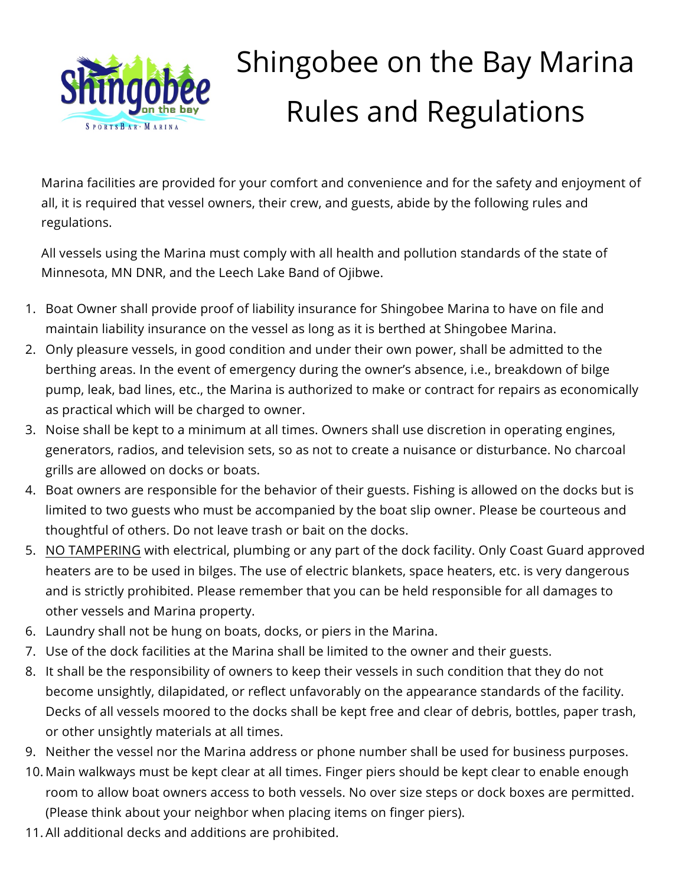# Shingobee on the Bay Marina Rules and Regulations

Marina facilities are provided for your comfort and convenience and for the safety and enjoyment of all, it is required that vessel owners, their crew, and guests, abide by the following rules and regulations.

All vessels using the Marina must comply with all health and pollution standards of the state of Minnesota, MN DNR, and the Leech Lake Band of Ojibwe.

1. Boat Owner shall provide proof of liability insurance for Shingobee Marina to have on file and maintain liability insurance on the vessel as long as it is berthed at Shingobee Marina.
2. Only pleasure vessels, in good condition and under their own power, shall be admitted to the berthing areas. In the event of emergency during the owner's absence, i.e., breakdown of bilge pump, leak, bad lines, etc., the Marina is authorized to make or contract for repairs as economically as practical which will be charged to owner.
3. Noise shall be kept to a minimum at all times. Owners shall use discretion in operating engines, generators, radios, and television sets, so as not to create a nuisance or disturbance. No charcoal grills are allowed on docks or boats.
4. Boat owners are responsible for the behavior of their guests. Fishing is allowed on the docks but is limited to two guests who must be accompanied by the boat slip owner. Please be courteous and thoughtful of others. Do not leave trash or bait on the docks.
5. <u>NO TAMPERING</u> with electrical, plumbing or any part of the dock facility. Only Coast Guard approved heaters are to be used in bilges. The use of electric blankets, space heaters, etc. is very dangerous and is strictly prohibited. Please remember that you can be held responsible for all damages to other vessels and Marina property.
6. Laundry shall not be hung on boats, docks, or piers in the Marina.
7. Use of the dock facilities at the Marina shall be limited to the owner and their guests.
8. It shall be the responsibility of owners to keep their vessels in such condition that they do not become unsightly, dilapidated, or reflect unfavorably on the appearance standards of the facility. Decks of all vessels moored to the docks shall be kept free and clear of debris, bottles, paper trash, or other unsightly materials at all times.
9. Neither the vessel nor the Marina address or phone number shall be used for business purposes.
10. Main walkways must be kept clear at all times. Finger piers should be kept clear to enable enough room to allow boat owners access to both vessels. No over size steps or dock boxes are permitted. (Please think about your neighbor when placing items on finger piers).
11. All additional decks and additions are prohibited.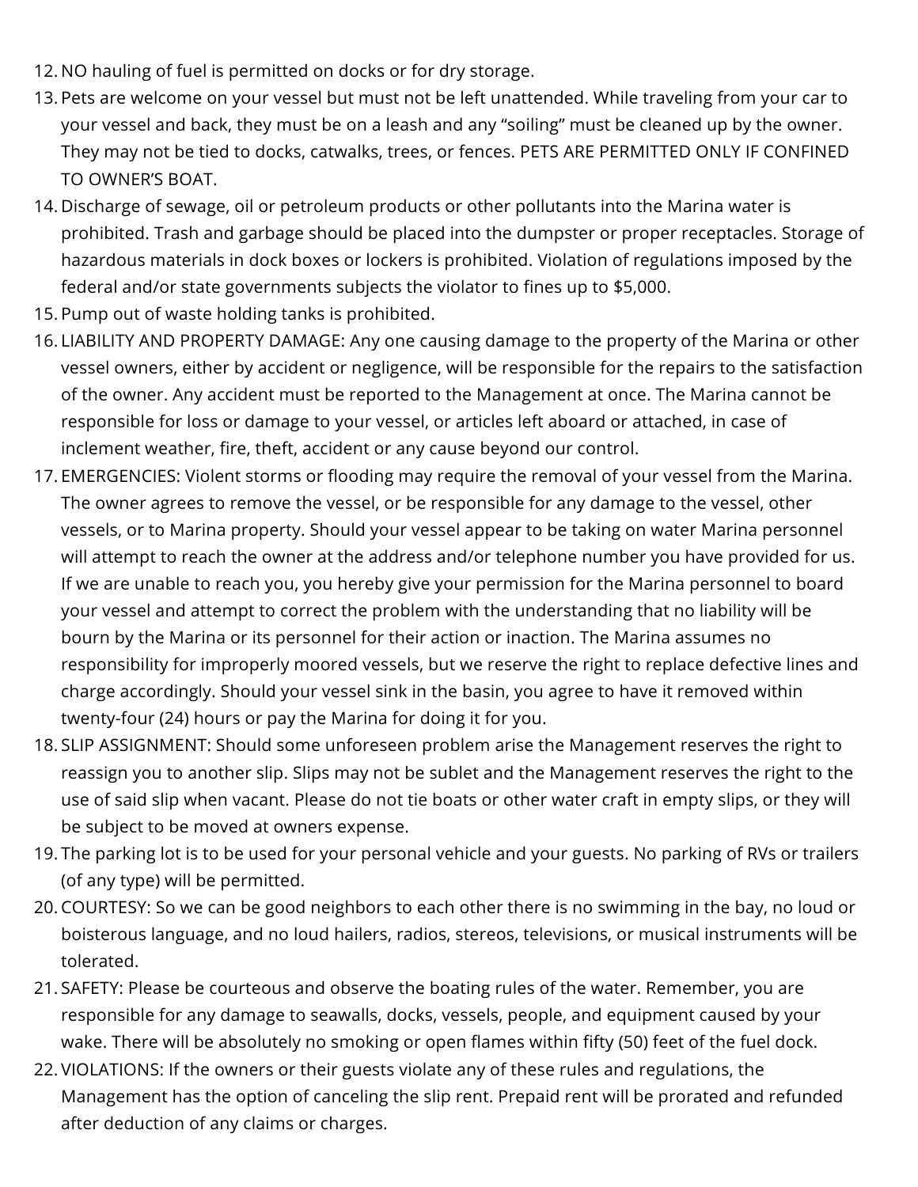12. NO hauling of fuel is permitted on docks or for dry storage.
13. Pets are welcome on your vessel but must not be left unattended. While traveling from your car to your vessel and back, they must be on a leash and any "soiling" must be cleaned up by the owner. They may not be tied to docks, catwalks, trees, or fences. PETS ARE PERMITTED ONLY IF CONFINED TO OWNER'S BOAT.
14. Discharge of sewage, oil or petroleum products or other pollutants into the Marina water is prohibited. Trash and garbage should be placed into the dumpster or proper receptacles. Storage of hazardous materials in dock boxes or lockers is prohibited. Violation of regulations imposed by the federal and/or state governments subjects the violator to fines up to $5,000.
15. Pump out of waste holding tanks is prohibited.
16. LIABILITY AND PROPERTY DAMAGE: Any one causing damage to the property of the Marina or other vessel owners, either by accident or negligence, will be responsible for the repairs to the satisfaction of the owner. Any accident must be reported to the Management at once. The Marina cannot be responsible for loss or damage to your vessel, or articles left aboard or attached, in case of inclement weather, fire, theft, accident or any cause beyond our control.
17. EMERGENCIES: Violent storms or flooding may require the removal of your vessel from the Marina. The owner agrees to remove the vessel, or be responsible for any damage to the vessel, other vessels, or to Marina property. Should your vessel appear to be taking on water Marina personnel will attempt to reach the owner at the address and/or telephone number you have provided for us. If we are unable to reach you, you hereby give your permission for the Marina personnel to board your vessel and attempt to correct the problem with the understanding that no liability will be bourn by the Marina or its personnel for their action or inaction. The Marina assumes no responsibility for improperly moored vessels, but we reserve the right to replace defective lines and charge accordingly. Should your vessel sink in the basin, you agree to have it removed within twenty-four (24) hours or pay the Marina for doing it for you.
18. SLIP ASSIGNMENT: Should some unforeseen problem arise the Management reserves the right to reassign you to another slip. Slips may not be sublet and the Management reserves the right to the use of said slip when vacant. Please do not tie boats or other water craft in empty slips, or they will be subject to be moved at owners expense.
19. The parking lot is to be used for your personal vehicle and your guests. No parking of RVs or trailers (of any type) will be permitted.
20. COURTESY: So we can be good neighbors to each other there is no swimming in the bay, no loud or boisterous language, and no loud hailers, radios, stereos, televisions, or musical instruments will be tolerated.
21. SAFETY: Please be courteous and observe the boating rules of the water. Remember, you are responsible for any damage to seawalls, docks, vessels, people, and equipment caused by your wake. There will be absolutely no smoking or open flames within fifty (50) feet of the fuel dock.
22. VIOLATIONS: If the owners or their guests violate any of these rules and regulations, the Management has the option of canceling the slip rent. Prepaid rent will be prorated and refunded after deduction of any claims or charges.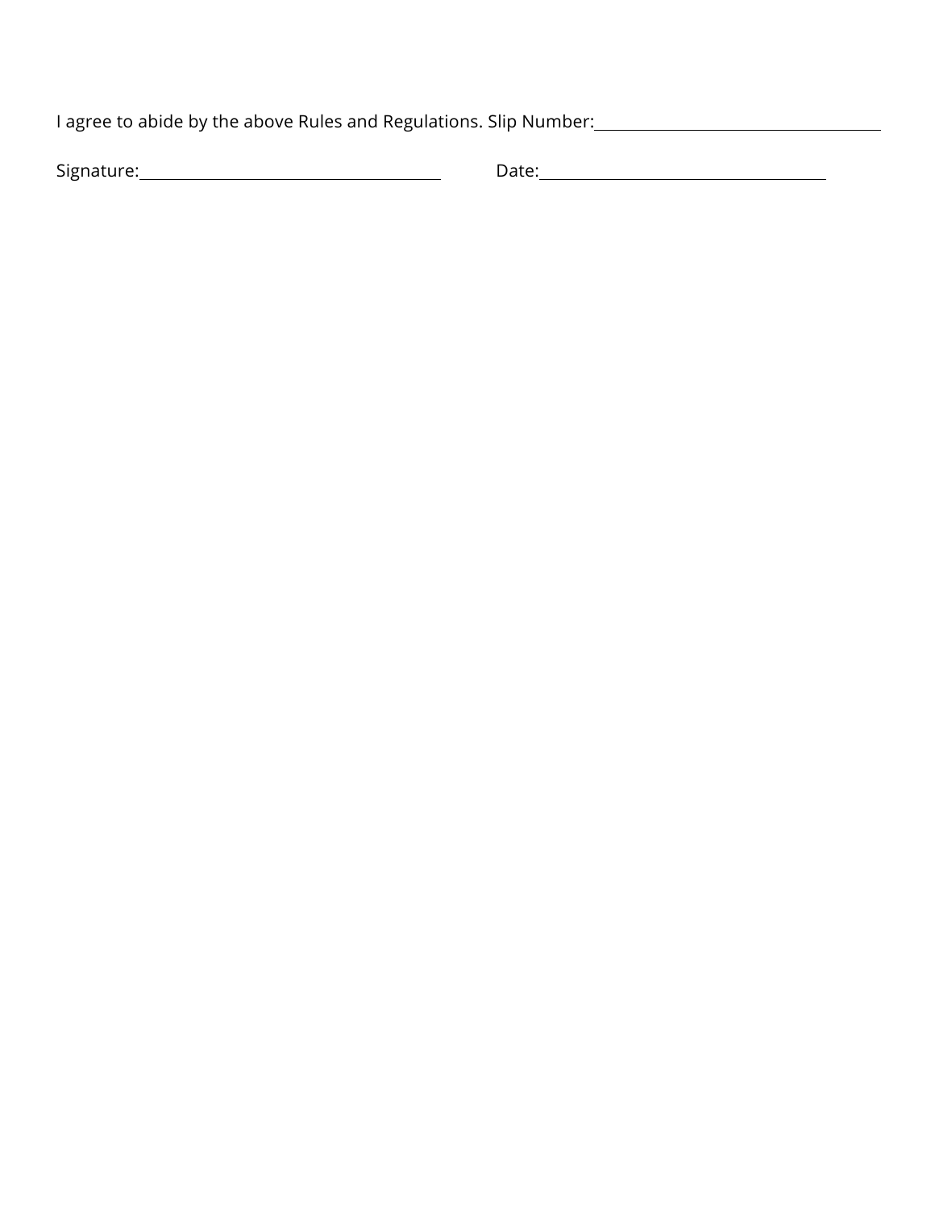I agree to abide by the above Rules and Regulations. Slip Number:\_\_\_\_\_\_\_\_\_\_\_\_\_\_\_\_\_\_\_\_\_\_\_\_\_\_\_\_

Signature:\_\_\_\_\_\_\_\_\_\_\_\_\_\_\_\_\_\_\_\_\_\_\_\_\_\_\_\_ Date:\_\_\_\_\_\_\_\_\_\_\_\_\_\_\_\_\_\_\_\_\_\_\_\_\_\_\_\_